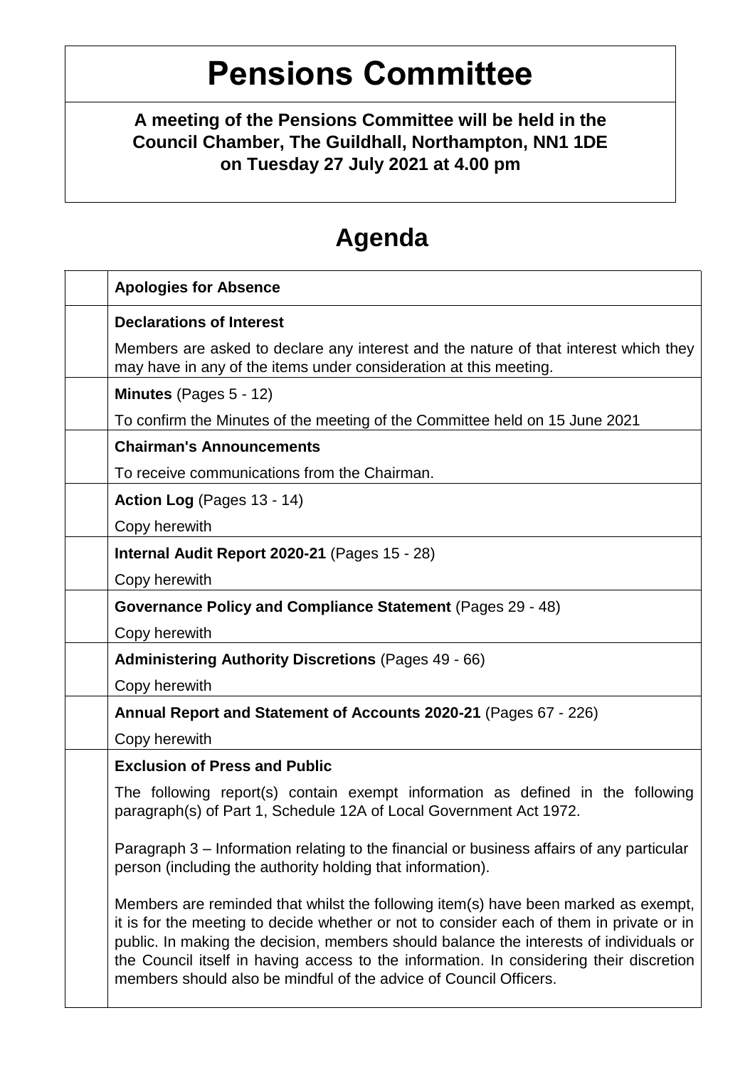# Pensions Committee

**A meeting of the Pensions Committee will be held in the Council Chamber, The Guildhall, Northampton, NN1 1DE on Tuesday 27 July 2021 at 4.00 pm**

## Agenda

| | |
|---|---|
| | **Apologies for Absence** |
| | **Declarations of Interest**<br><br>Members are asked to declare any interest and the nature of that interest which they may have in any of the items under consideration at this meeting. |
| | **Minutes** (Pages 5 - 12)<br><br>To confirm the Minutes of the meeting of the Committee held on 15 June 2021 |
| | **Chairman's Announcements**<br><br>To receive communications from the Chairman. |
| | **Action Log** (Pages 13 - 14)<br><br>Copy herewith |
| | **Internal Audit Report 2020-21** (Pages 15 - 28)<br><br>Copy herewith |
| | **Governance Policy and Compliance Statement** (Pages 29 - 48)<br><br>Copy herewith |
| | **Administering Authority Discretions** (Pages 49 - 66)<br><br>Copy herewith |
| | **Annual Report and Statement of Accounts 2020-21** (Pages 67 - 226)<br><br>Copy herewith |
| | **Exclusion of Press and Public**<br><br>The following report(s) contain exempt information as defined in the following paragraph(s) of Part 1, Schedule 12A of Local Government Act 1972.<br><br>Paragraph 3 – Information relating to the financial or business affairs of any particular person (including the authority holding that information).<br><br>Members are reminded that whilst the following item(s) have been marked as exempt, it is for the meeting to decide whether or not to consider each of them in private or in public. In making the decision, members should balance the interests of individuals or the Council itself in having access to the information. In considering their discretion members should also be mindful of the advice of Council Officers. |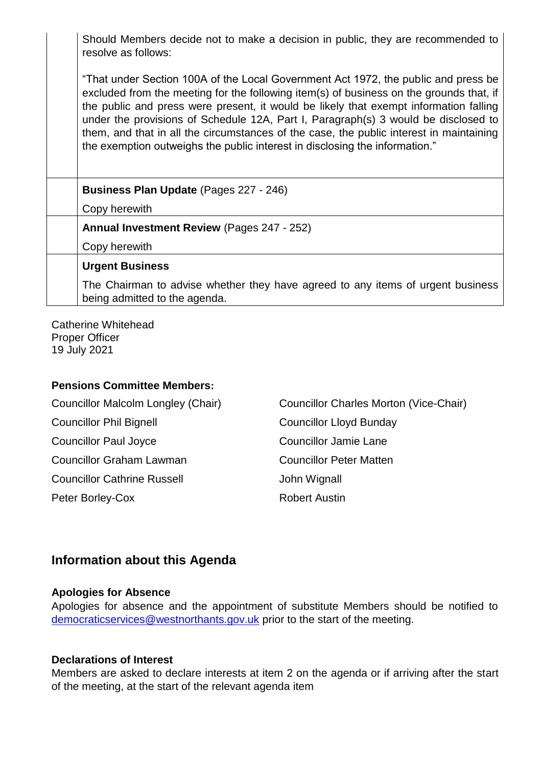| | |
|---|---|
| | Should Members decide not to make a decision in public, they are recommended to resolve as follows:<br><br>"That under Section 100A of the Local Government Act 1972, the public and press be excluded from the meeting for the following item(s) of business on the grounds that, if the public and press were present, it would be likely that exempt information falling under the provisions of Schedule 12A, Part I, Paragraph(s) 3 would be disclosed to them, and that in all the circumstances of the case, the public interest in maintaining the exemption outweighs the public interest in disclosing the information." |
| | **Business Plan Update** (Pages 227 - 246)<br><br>Copy herewith |
| | **Annual Investment Review** (Pages 247 - 252)<br><br>Copy herewith |
| | **Urgent Business**<br><br>The Chairman to advise whether they have agreed to any items of urgent business being admitted to the agenda. |

Catherine Whitehead
Proper Officer
19 July 2021

**Pensions Committee Members:**

Councillor Malcolm Longley (Chair)
Councillor Charles Morton (Vice-Chair)
Councillor Phil Bignell
Councillor Lloyd Bunday
Councillor Paul Joyce
Councillor Jamie Lane
Councillor Graham Lawman
Councillor Peter Matten
Councillor Cathrine Russell
John Wignall
Peter Borley-Cox
Robert Austin

## Information about this Agenda

**Apologies for Absence**
Apologies for absence and the appointment of substitute Members should be notified to democraticservices@westnorthants.gov.uk prior to the start of the meeting.

**Declarations of Interest**
Members are asked to declare interests at item 2 on the agenda or if arriving after the start of the meeting, at the start of the relevant agenda item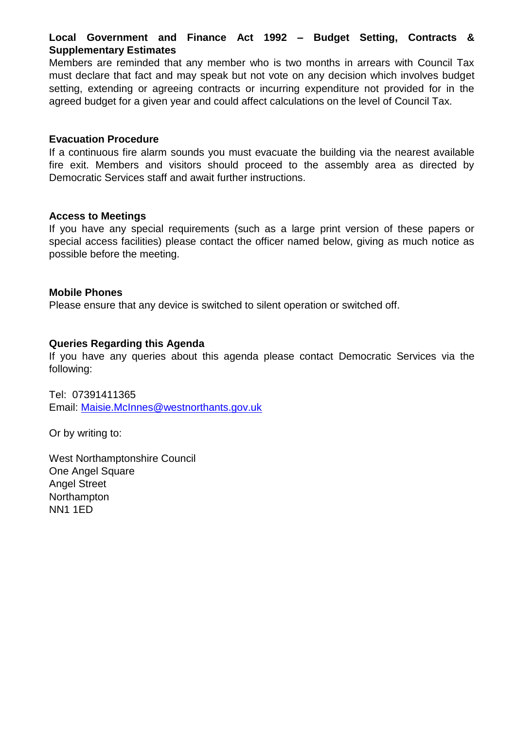**Local Government and Finance Act 1992 – Budget Setting, Contracts & Supplementary Estimates**

Members are reminded that any member who is two months in arrears with Council Tax must declare that fact and may speak but not vote on any decision which involves budget setting, extending or agreeing contracts or incurring expenditure not provided for in the agreed budget for a given year and could affect calculations on the level of Council Tax.

**Evacuation Procedure**

If a continuous fire alarm sounds you must evacuate the building via the nearest available fire exit. Members and visitors should proceed to the assembly area as directed by Democratic Services staff and await further instructions.

**Access to Meetings**

If you have any special requirements (such as a large print version of these papers or special access facilities) please contact the officer named below, giving as much notice as possible before the meeting.

**Mobile Phones**

Please ensure that any device is switched to silent operation or switched off.

**Queries Regarding this Agenda**

If you have any queries about this agenda please contact Democratic Services via the following:

Tel: 07391411365
Email: Maisie.McInnes@westnorthants.gov.uk

Or by writing to:

West Northamptonshire Council
One Angel Square
Angel Street
Northampton
NN1 1ED